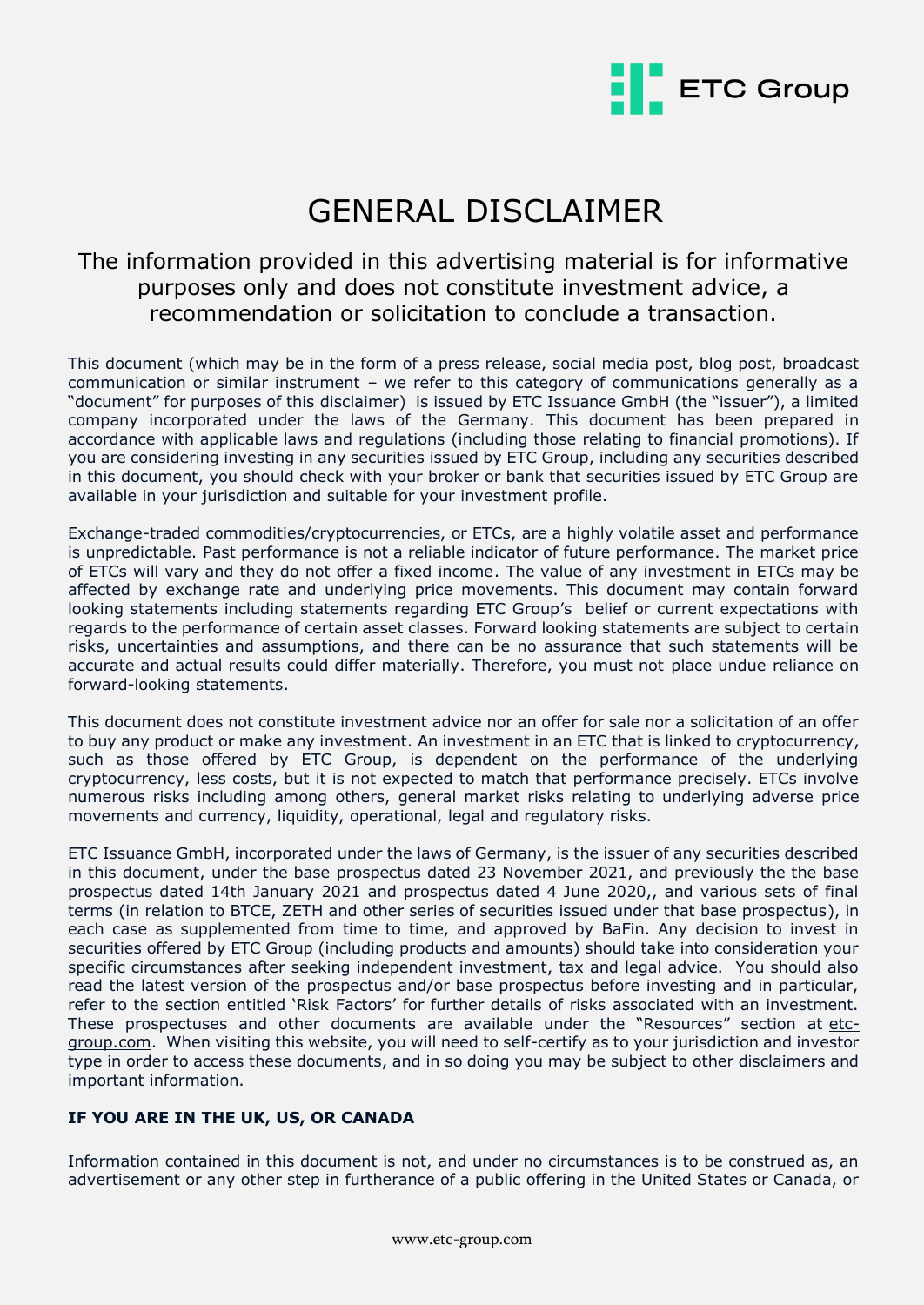# GENERAL DISCLAIMER

## The information provided in this advertising material is for informative purposes only and does not constitute investment advice, a recommendation or solicitation to conclude a transaction.

This document (which may be in the form of a press release, social media post, blog post, broadcast communication or similar instrument – we refer to this category of communications generally as a "document" for purposes of this disclaimer) is issued by ETC Issuance GmbH (the "issuer"), a limited company incorporated under the laws of the Germany. This document has been prepared in accordance with applicable laws and regulations (including those relating to financial promotions). If you are considering investing in any securities issued by ETC Group, including any securities described in this document, you should check with your broker or bank that securities issued by ETC Group are available in your jurisdiction and suitable for your investment profile.

Exchange-traded commodities/cryptocurrencies, or ETCs, are a highly volatile asset and performance is unpredictable. Past performance is not a reliable indicator of future performance. The market price of ETCs will vary and they do not offer a fixed income. The value of any investment in ETCs may be affected by exchange rate and underlying price movements. This document may contain forward looking statements including statements regarding ETC Group's belief or current expectations with regards to the performance of certain asset classes. Forward looking statements are subject to certain risks, uncertainties and assumptions, and there can be no assurance that such statements will be accurate and actual results could differ materially. Therefore, you must not place undue reliance on forward-looking statements.

This document does not constitute investment advice nor an offer for sale nor a solicitation of an offer to buy any product or make any investment. An investment in an ETC that is linked to cryptocurrency, such as those offered by ETC Group, is dependent on the performance of the underlying cryptocurrency, less costs, but it is not expected to match that performance precisely. ETCs involve numerous risks including among others, general market risks relating to underlying adverse price movements and currency, liquidity, operational, legal and regulatory risks.

ETC Issuance GmbH, incorporated under the laws of Germany, is the issuer of any securities described in this document, under the base prospectus dated 23 November 2021, and previously the the base prospectus dated 14th January 2021 and prospectus dated 4 June 2020,, and various sets of final terms (in relation to BTCE, ZETH and other series of securities issued under that base prospectus), in each case as supplemented from time to time, and approved by BaFin. Any decision to invest in securities offered by ETC Group (including products and amounts) should take into consideration your specific circumstances after seeking independent investment, tax and legal advice. You should also read the latest version of the prospectus and/or base prospectus before investing and in particular, refer to the section entitled 'Risk Factors' for further details of risks associated with an investment. These prospectuses and other documents are available under the "Resources" section at etc-group.com. When visiting this website, you will need to self-certify as to your jurisdiction and investor type in order to access these documents, and in so doing you may be subject to other disclaimers and important information.

**IF YOU ARE IN THE UK, US, OR CANADA**

Information contained in this document is not, and under no circumstances is to be construed as, an advertisement or any other step in furtherance of a public offering in the United States or Canada, or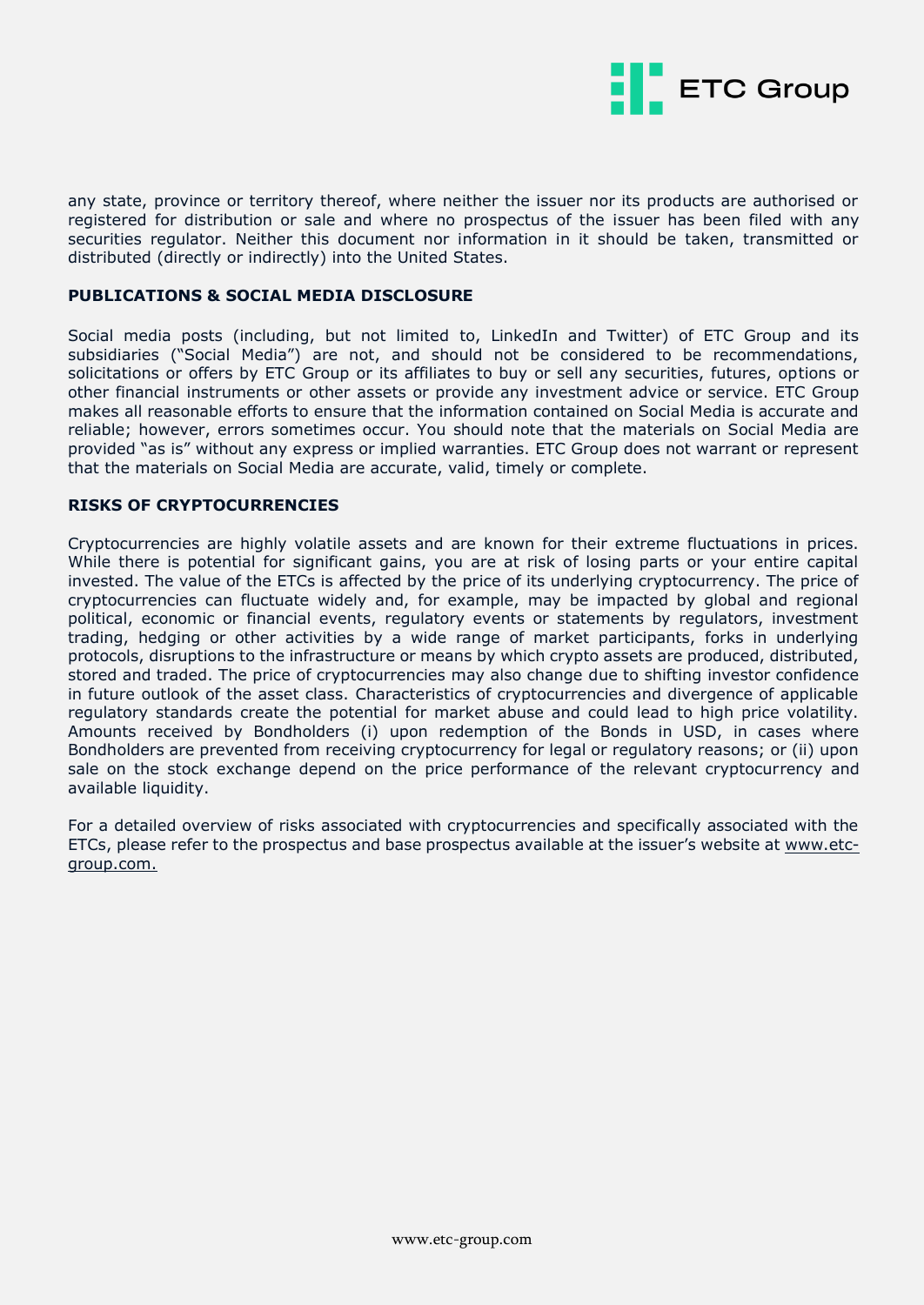any state, province or territory thereof, where neither the issuer nor its products are authorised or registered for distribution or sale and where no prospectus of the issuer has been filed with any securities regulator. Neither this document nor information in it should be taken, transmitted or distributed (directly or indirectly) into the United States.

## PUBLICATIONS & SOCIAL MEDIA DISCLOSURE

Social media posts (including, but not limited to, LinkedIn and Twitter) of ETC Group and its subsidiaries ("Social Media") are not, and should not be considered to be recommendations, solicitations or offers by ETC Group or its affiliates to buy or sell any securities, futures, options or other financial instruments or other assets or provide any investment advice or service. ETC Group makes all reasonable efforts to ensure that the information contained on Social Media is accurate and reliable; however, errors sometimes occur. You should note that the materials on Social Media are provided "as is" without any express or implied warranties. ETC Group does not warrant or represent that the materials on Social Media are accurate, valid, timely or complete.

## RISKS OF CRYPTOCURRENCIES

Cryptocurrencies are highly volatile assets and are known for their extreme fluctuations in prices. While there is potential for significant gains, you are at risk of losing parts or your entire capital invested. The value of the ETCs is affected by the price of its underlying cryptocurrency. The price of cryptocurrencies can fluctuate widely and, for example, may be impacted by global and regional political, economic or financial events, regulatory events or statements by regulators, investment trading, hedging or other activities by a wide range of market participants, forks in underlying protocols, disruptions to the infrastructure or means by which crypto assets are produced, distributed, stored and traded. The price of cryptocurrencies may also change due to shifting investor confidence in future outlook of the asset class. Characteristics of cryptocurrencies and divergence of applicable regulatory standards create the potential for market abuse and could lead to high price volatility. Amounts received by Bondholders (i) upon redemption of the Bonds in USD, in cases where Bondholders are prevented from receiving cryptocurrency for legal or regulatory reasons; or (ii) upon sale on the stock exchange depend on the price performance of the relevant cryptocurrency and available liquidity.

For a detailed overview of risks associated with cryptocurrencies and specifically associated with the ETCs, please refer to the prospectus and base prospectus available at the issuer's website at www.etc-group.com.